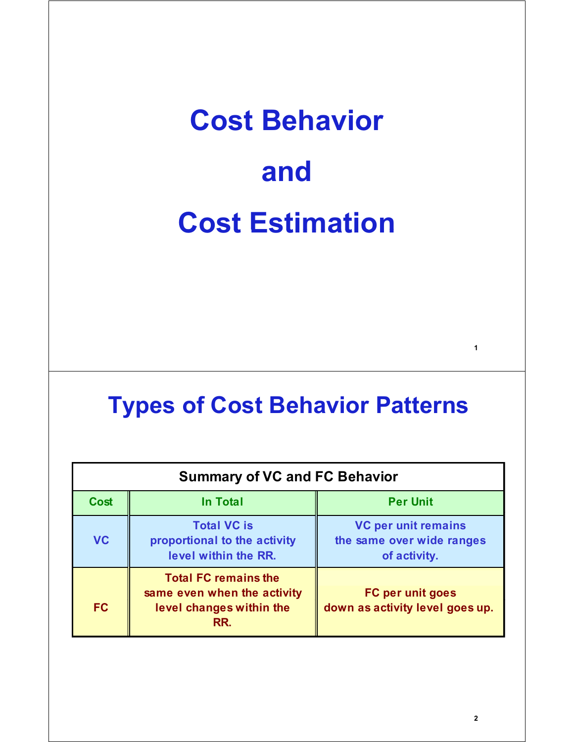# Cost Behavior and Cost Estimation

## Types of Cost Behavior Patterns

| Summary of VC and FC Behavior | | |
|---|---|---|
| **Cost** | **In Total** | **Per Unit** |
| **VC** | Total VC is proportional to the activity level within the RR. | VC per unit remains the same over wide ranges of activity. |
| **FC** | Total FC remains the same even when the activity level changes within the RR. | FC per unit goes down as activity level goes up. |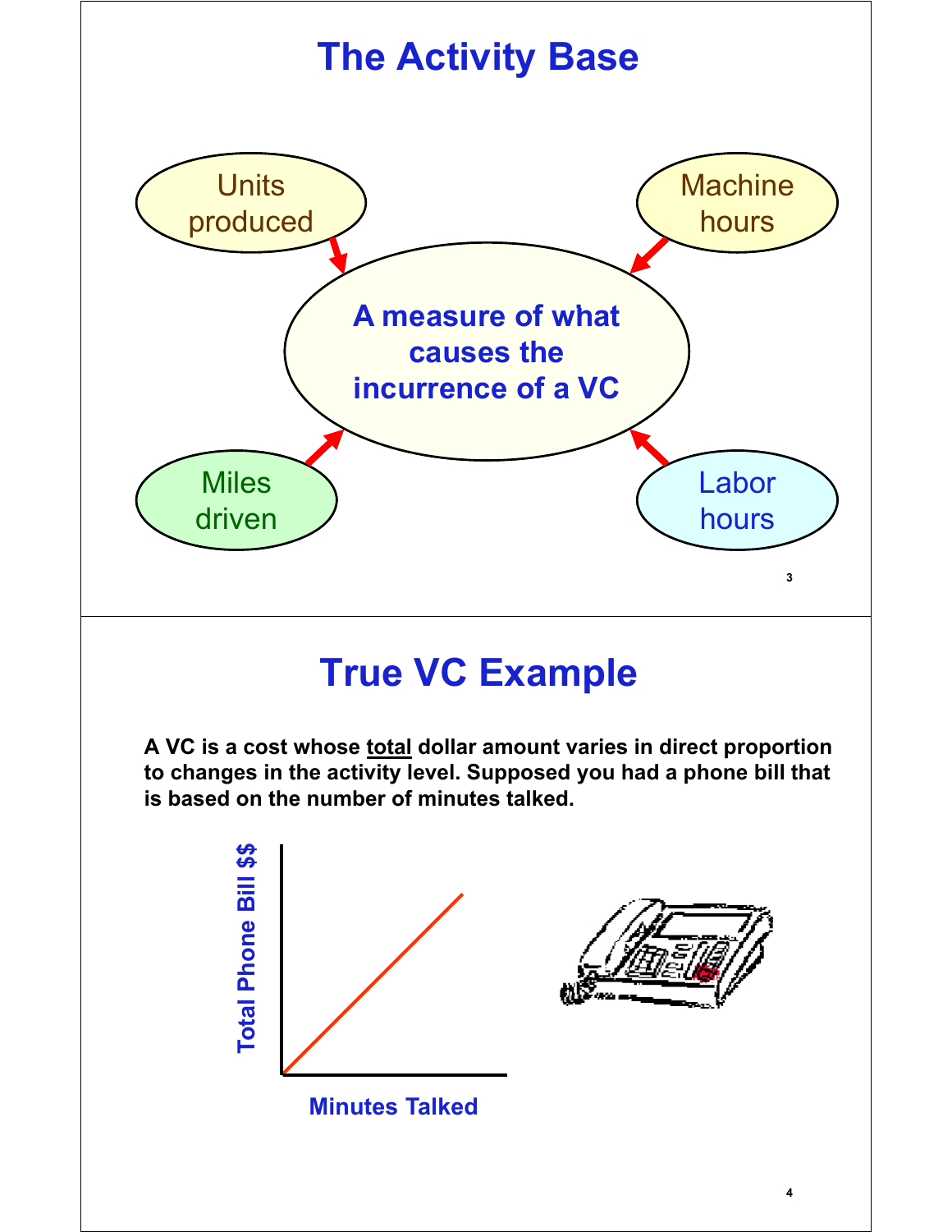# The Activity Base

A measure of what causes the incurrence of a VC

- Units produced
- Machine hours
- Miles driven
- Labor hours

# True VC Example

**A VC is a cost whose <u>total</u> dollar amount varies in direct proportion to changes in the activity level. Supposed you had a phone bill that is based on the number of minutes talked.**

Total Phone Bill $$

Minutes Talked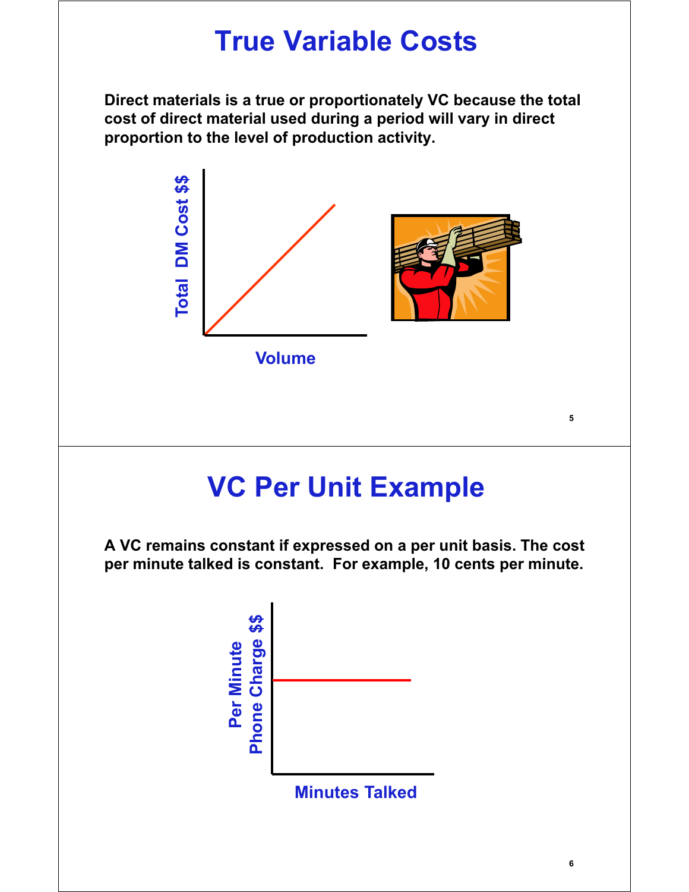# True Variable Costs

**Direct materials is a true or proportionately VC because the total cost of direct material used during a period will vary in direct proportion to the level of production activity.**

Total DM Cost $$

Volume

# VC Per Unit Example

**A VC remains constant if expressed on a per unit basis. The cost per minute talked is constant. For example, 10 cents per minute.**

Per Minute Phone Charge $$

Minutes Talked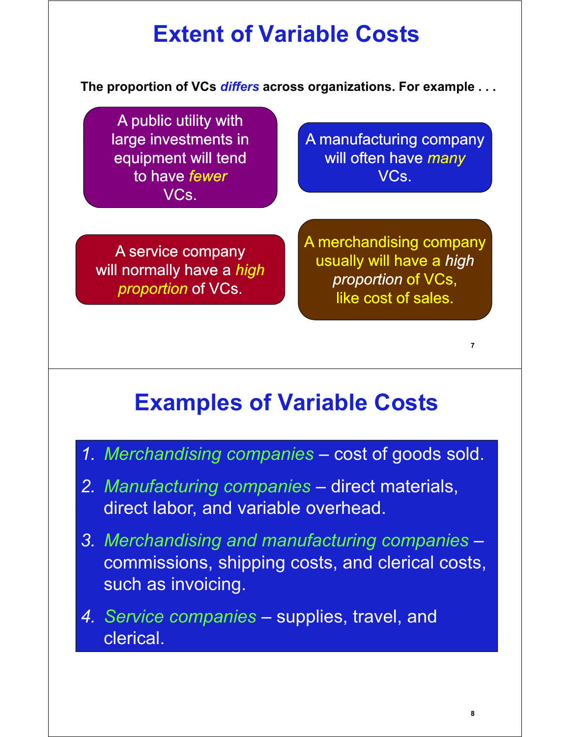# Extent of Variable Costs

**The proportion of VCs *differs* across organizations. For example . . .**

A public utility with large investments in equipment will tend to have *fewer* VCs.

A manufacturing company will often have *many* VCs.

A service company will normally have a *high proportion* of VCs.

A merchandising company usually will have a *high proportion* of VCs, like cost of sales.

# Examples of Variable Costs

1. *Merchandising companies* – cost of goods sold.
2. *Manufacturing companies* – direct materials, direct labor, and variable overhead.
3. *Merchandising and manufacturing companies* – commissions, shipping costs, and clerical costs, such as invoicing.
4. *Service companies* – supplies, travel, and clerical.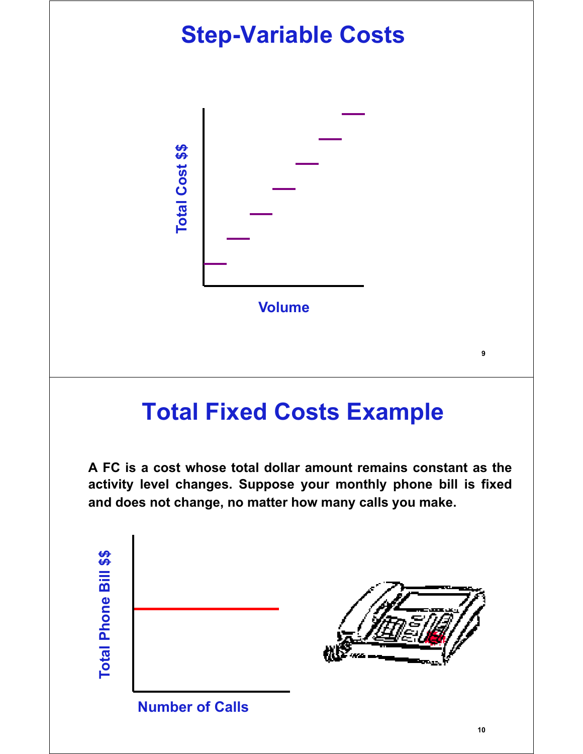# Step-Variable Costs

Total Cost $$

Volume

# Total Fixed Costs Example

**A FC is a cost whose total dollar amount remains constant as the activity level changes. Suppose your monthly phone bill is fixed and does not change, no matter how many calls you make.**

Total Phone Bill $$

Number of Calls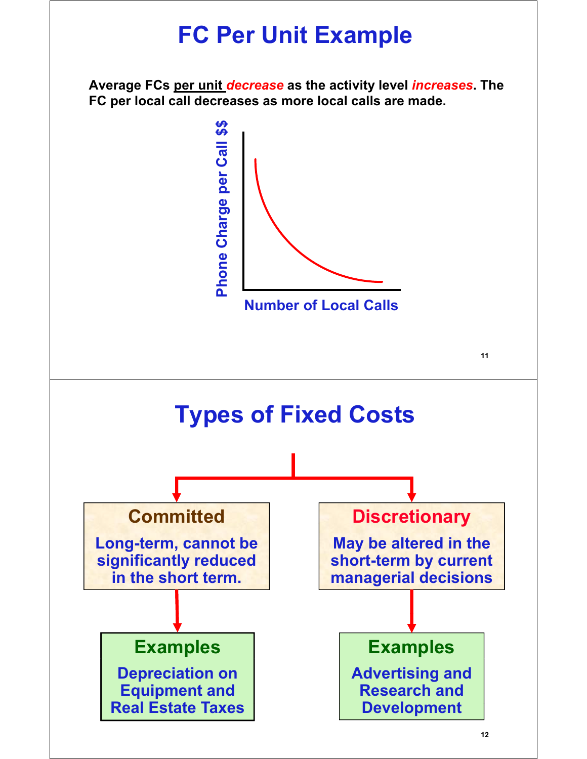# FC Per Unit Example

**Average FCs <u>per unit</u> *decrease* as the activity level *increases*. The FC per local call decreases as more local calls are made.**

Phone Charge per Call $$

Number of Local Calls

# Types of Fixed Costs

**Committed**

Long-term, cannot be significantly reduced in the short term.

**Examples**

Depreciation on Equipment and Real Estate Taxes

**Discretionary**

May be altered in the short-term by current managerial decisions

**Examples**

Advertising and Research and Development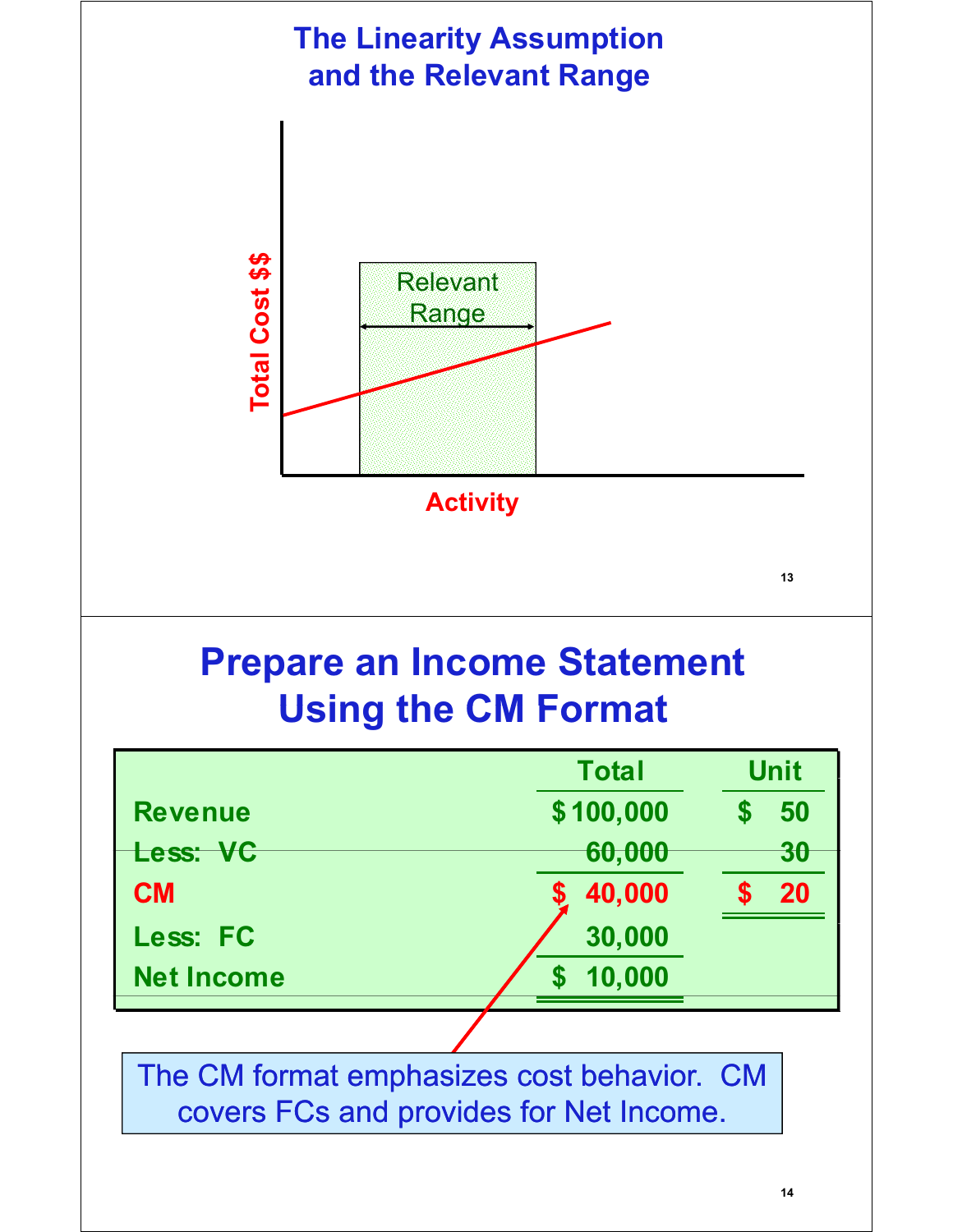## The Linearity Assumption and the Relevant Range

Total Cost $$

Relevant Range

Activity

## Prepare an Income Statement Using the CM Format

| | Total | Unit |
|---|---|---|
| Revenue | $ 100,000 | $ 50 |
| Less: VC | 60,000 | 30 |
| CM | $ 40,000 | $ 20 |
| Less: FC | 30,000 | |
| Net Income | $ 10,000 | |

The CM format emphasizes cost behavior. CM covers FCs and provides for Net Income.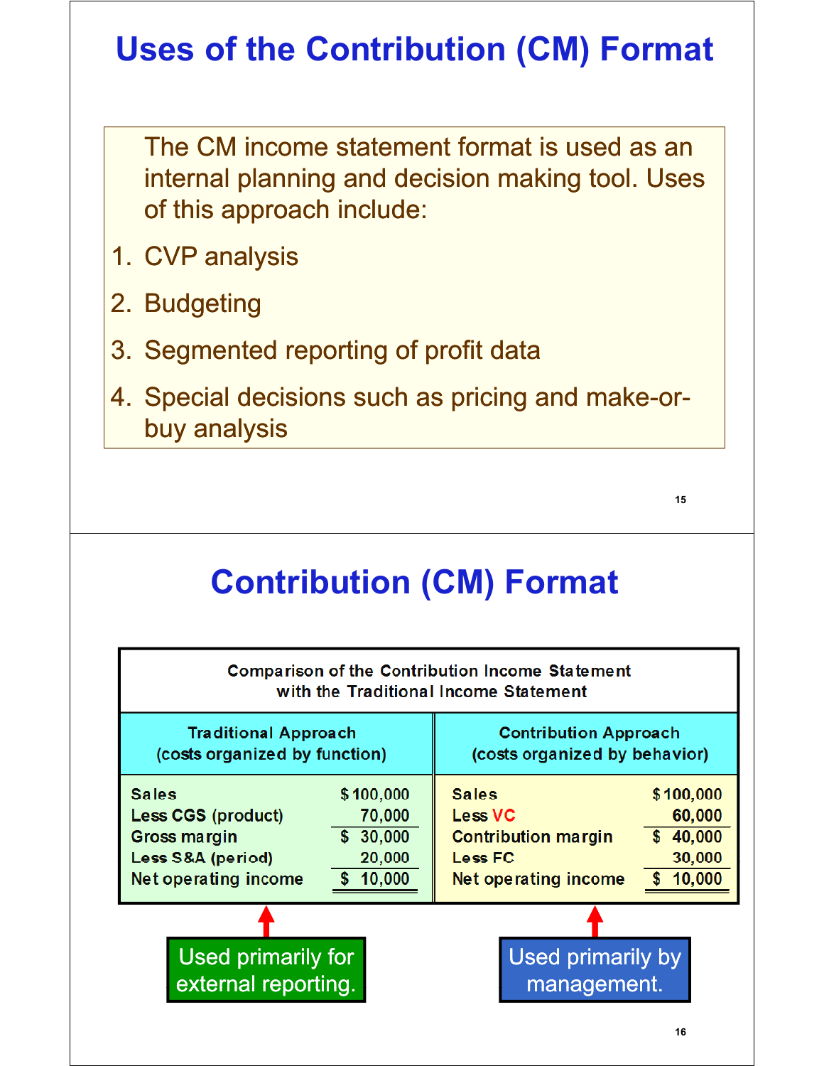# Uses of the Contribution (CM) Format

The CM income statement format is used as an internal planning and decision making tool. Uses of this approach include:

1. CVP analysis
2. Budgeting
3. Segmented reporting of profit data
4. Special decisions such as pricing and make-or-buy analysis

# Contribution (CM) Format

**Comparison of the Contribution Income Statement with the Traditional Income Statement**

| Traditional Approach (costs organized by function) | | Contribution Approach (costs organized by behavior) | |
|---|---|---|---|
| Sales | $ 100,000 | Sales | $ 100,000 |
| Less CGS (product) | 70,000 | Less VC | 60,000 |
| Gross margin | $ 30,000 | Contribution margin | $ 40,000 |
| Less S&A (period) | 20,000 | Less FC | 30,000 |
| Net operating income | $ 10,000 | Net operating income | $ 10,000 |

Traditional Approach: Used primarily for external reporting.

Contribution Approach: Used primarily by management.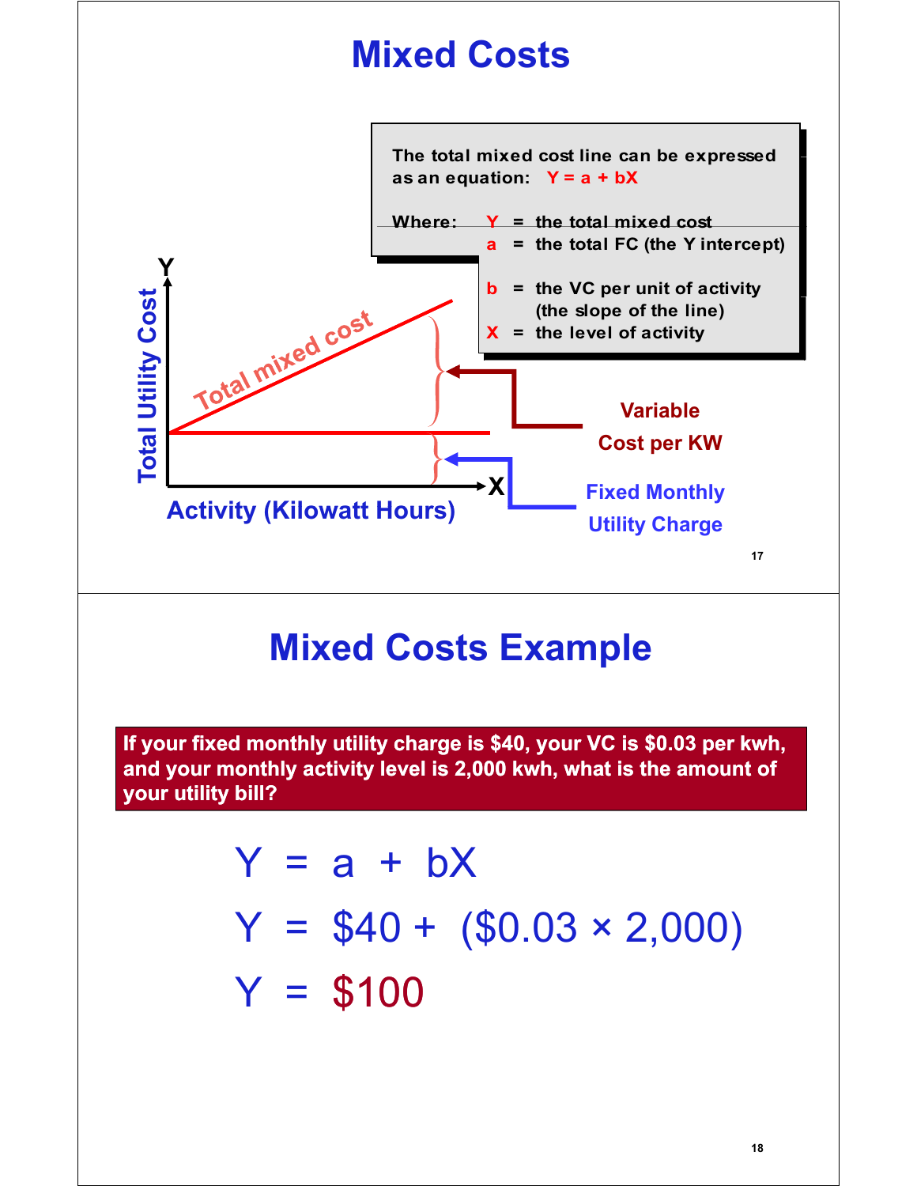# Mixed Costs

The total mixed cost line can be expressed as an equation: $Y = a + bX$

Where:
- $Y$ = the total mixed cost
- $a$ = the total FC (the Y intercept)
- $b$ = the VC per unit of activity (the slope of the line)
- $X$ = the level of activity

Total Utility Cost

Total mixed cost

Activity (Kilowatt Hours)

Variable Cost per KW

Fixed Monthly Utility Charge

# Mixed Costs Example

**If your fixed monthly utility charge is \$40, your VC is \$0.03 per kwh, and your monthly activity level is 2,000 kwh, what is the amount of your utility bill?**

$$Y = a + bX$$

$$Y = \$40 + (\$0.03 \times 2{,}000)$$

$$Y = \$100$$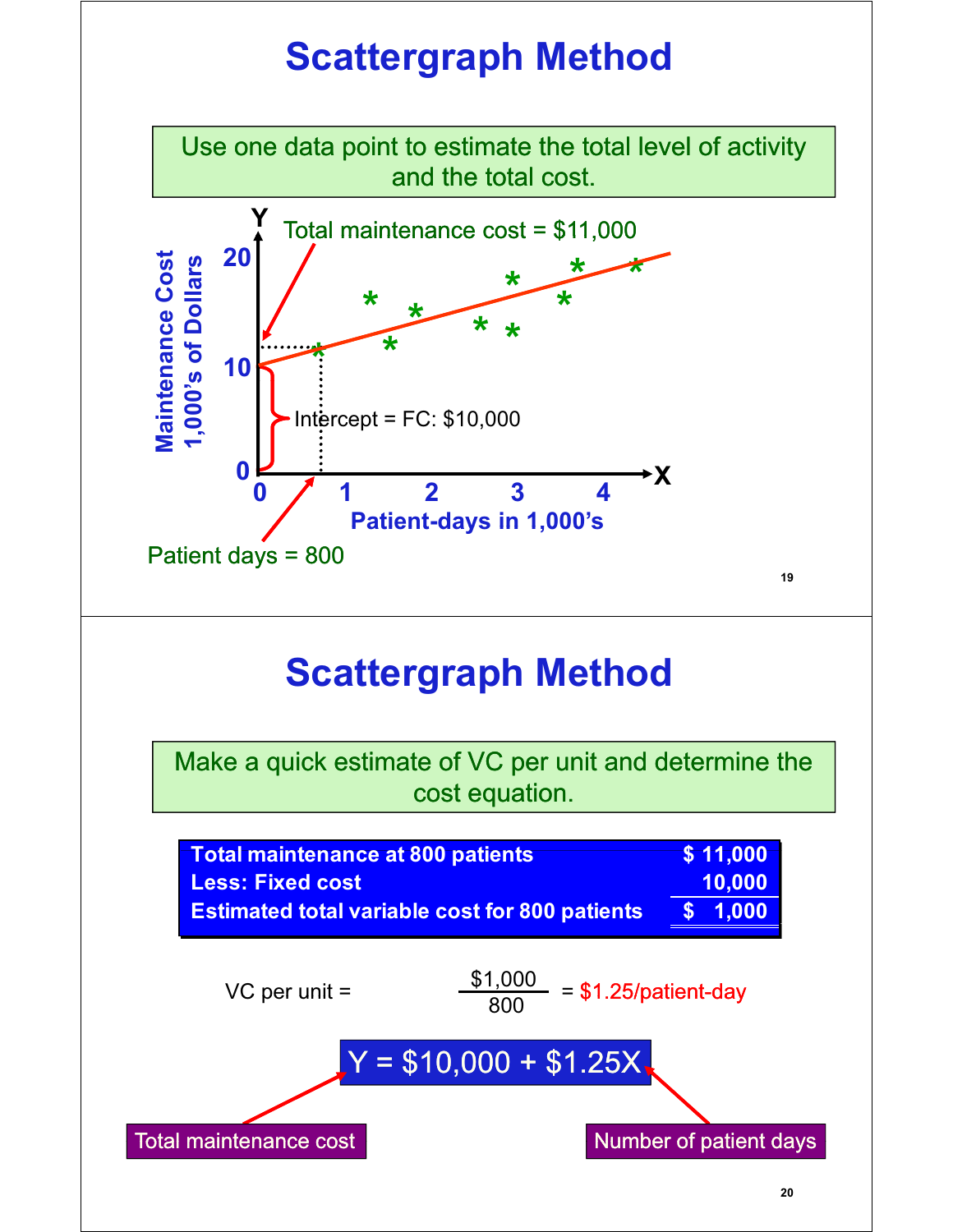# Scattergraph Method

Use one data point to estimate the total level of activity and the total cost.

Total maintenance cost = $11,000

Maintenance Cost 1,000's of Dollars

Intercept = FC: $10,000

Patient-days in 1,000's

Patient days = 800

# Scattergraph Method

Make a quick estimate of VC per unit and determine the cost equation.

| | |
|---|---|
| **Total maintenance at 800 patients** | **$ 11,000** |
| **Less: Fixed cost** | **10,000** |
| **Estimated total variable cost for 800 patients** | **$ 1,000** |

$$\text{VC per unit} = \frac{\$1,000}{800} = \$1.25/\text{patient-day}$$

$$Y = \$10,000 + \$1.25X$$

Total maintenance cost

Number of patient days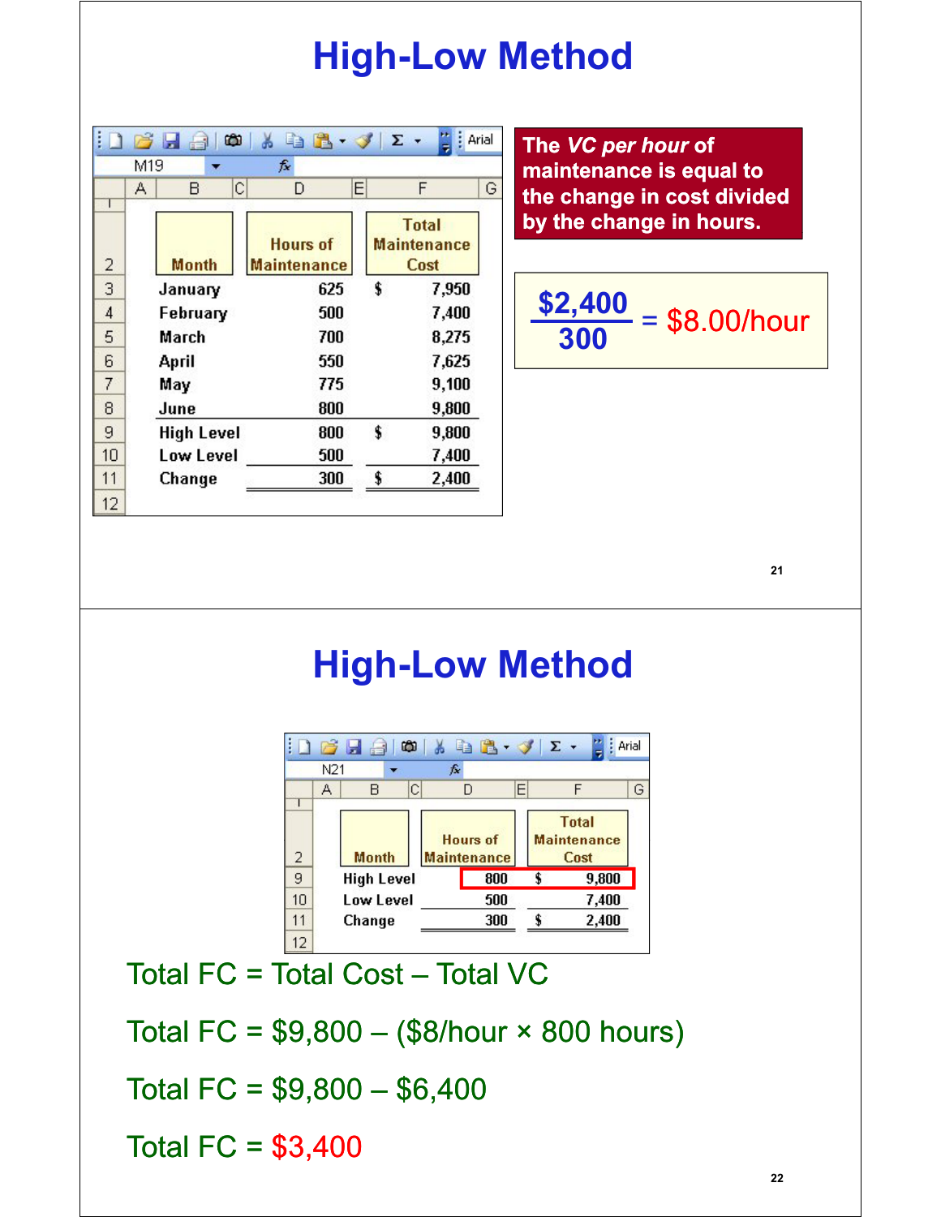# High-Low Method

| Month | Hours of Maintenance | Total Maintenance Cost |
|---|---|---|
| January | 625 | $ 7,950 |
| February | 500 | 7,400 |
| March | 700 | 8,275 |
| April | 550 | 7,625 |
| May | 775 | 9,100 |
| June | 800 | 9,800 |
| High Level | 800 | $ 9,800 |
| Low Level | 500 | 7,400 |
| Change | 300 | $ 2,400 |

The *VC per hour* of maintenance is equal to the change in cost divided by the change in hours.

$$\frac{\$2,400}{300} = \$8.00/\text{hour}$$

# High-Low Method

| Month | Hours of Maintenance | Total Maintenance Cost |
|---|---|---|
| High Level | 800 | $ 9,800 |
| Low Level | 500 | 7,400 |
| Change | 300 | $ 2,400 |

Total FC = Total Cost – Total VC

Total FC = $9,800 – ($8/hour × 800 hours)

Total FC = $9,800 – $6,400

Total FC = $3,400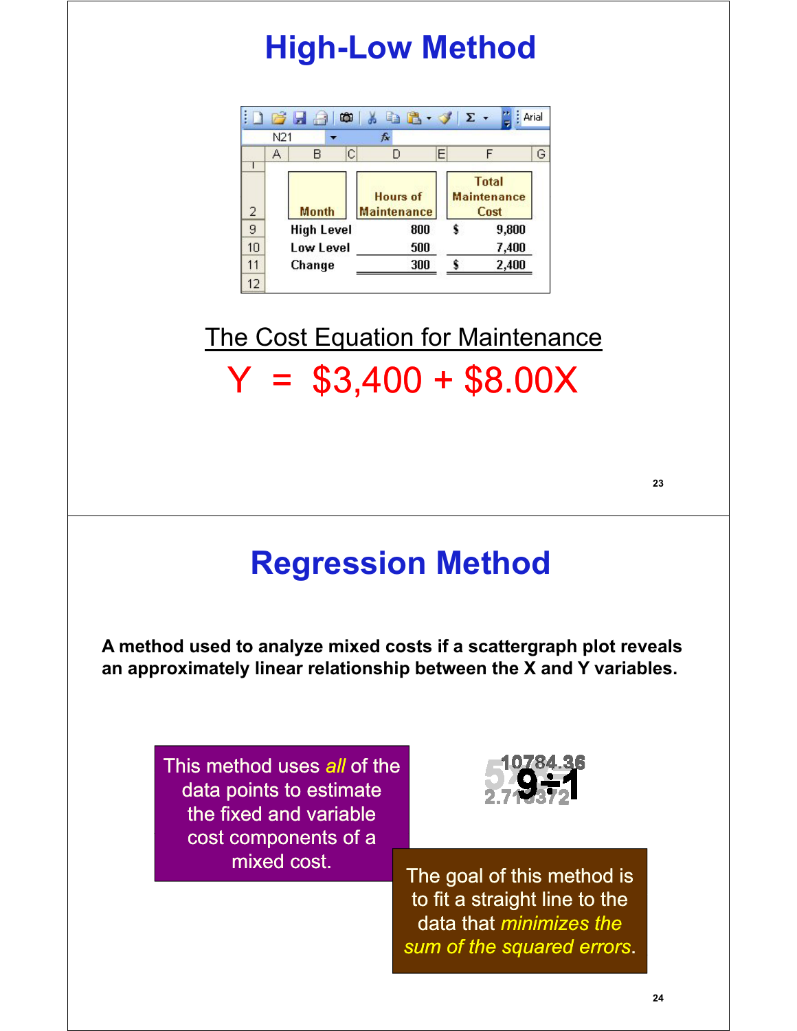# High-Low Method

| Month | Hours of Maintenance | Total Maintenance Cost |
|---|---|---|
| High Level | 800 | $ 9,800 |
| Low Level | 500 | 7,400 |
| Change | 300 | $ 2,400 |

The Cost Equation for Maintenance

$$Y = \$3{,}400 + \$8.00X$$

# Regression Method

**A method used to analyze mixed costs if a scattergraph plot reveals an approximately linear relationship between the X and Y variables.**

This method uses *all* of the data points to estimate the fixed and variable cost components of a mixed cost.

The goal of this method is to fit a straight line to the data that *minimizes the sum of the squared errors*.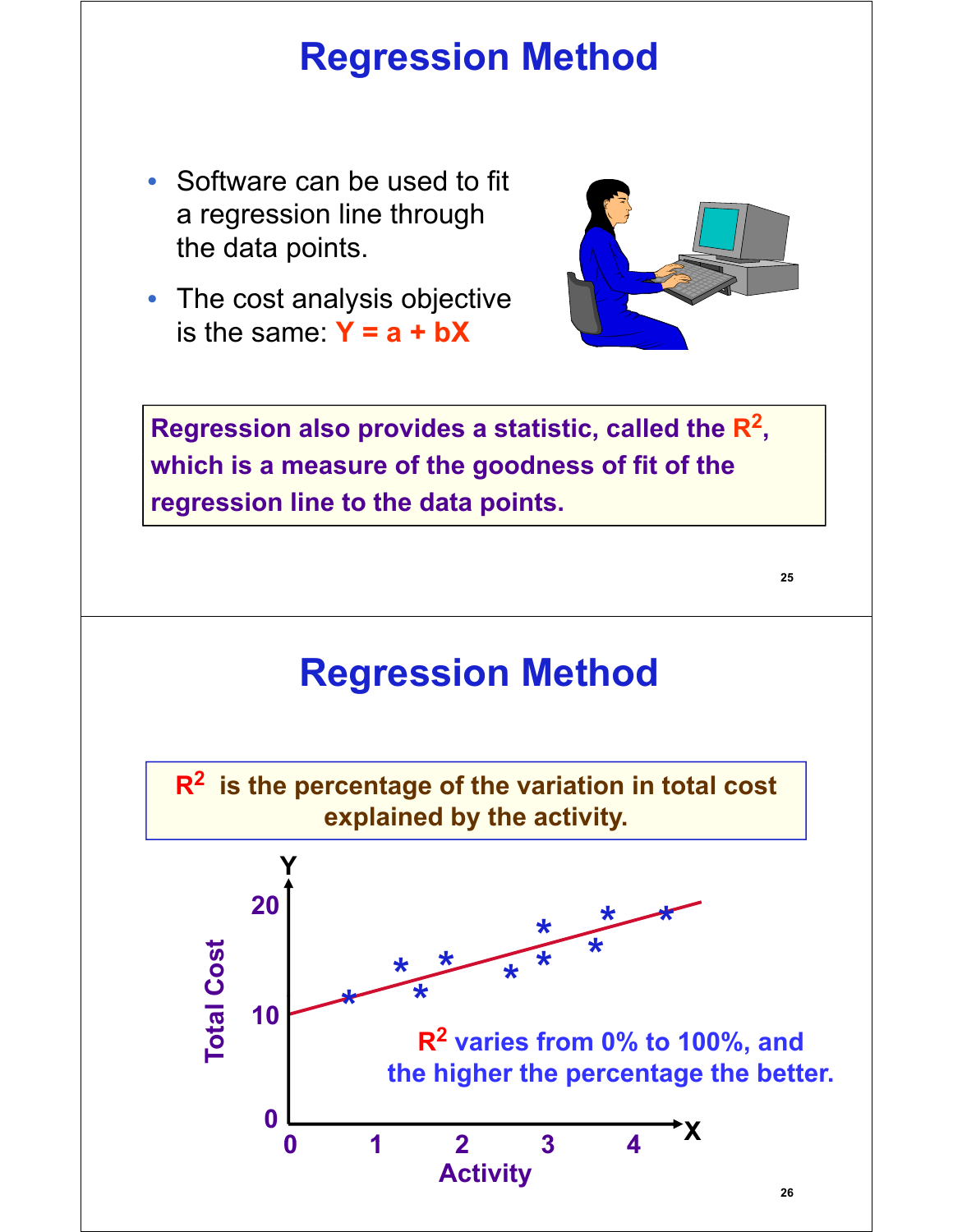# Regression Method

- Software can be used to fit a regression line through the data points.
- The cost analysis objective is the same: **$Y = a + bX$**

**Regression also provides a statistic, called the $R^2$, which is a measure of the goodness of fit of the regression line to the data points.**

# Regression Method

**$R^2$ is the percentage of the variation in total cost explained by the activity.**

Y

20

10

0

Total Cost

0 1 2 3 4

X

Activity

**$R^2$ varies from 0% to 100%, and the higher the percentage the better.**